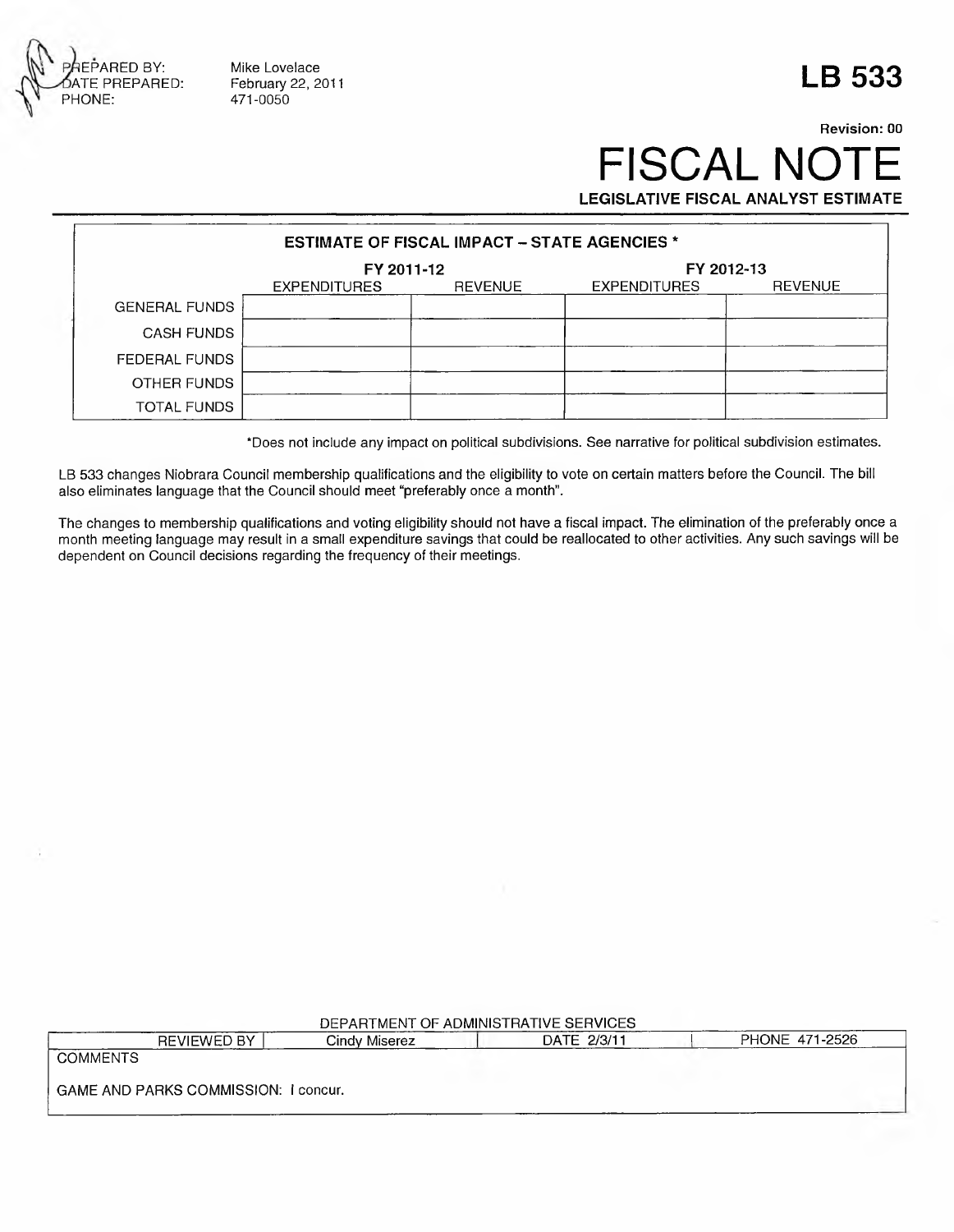PREPARED BY: Mike Lovelace
DATE PREPARED: February 22, 2011
PHONE: 471-0050

# LB 533

Revision: 00

# FISCAL NOTE

**LEGISLATIVE FISCAL ANALYST ESTIMATE**

| ESTIMATE OF FISCAL IMPACT – STATE AGENCIES * | | | | |
|---|---|---|---|---|
| | FY 2011-12 | | FY 2012-13 | |
| | EXPENDITURES | REVENUE | EXPENDITURES | REVENUE |
| GENERAL FUNDS | | | | |
| CASH FUNDS | | | | |
| FEDERAL FUNDS | | | | |
| OTHER FUNDS | | | | |
| TOTAL FUNDS | | | | |

*Does not include any impact on political subdivisions. See narrative for political subdivision estimates.

LB 533 changes Niobrara Council membership qualifications and the eligibility to vote on certain matters before the Council. The bill also eliminates language that the Council should meet "preferably once a month".

The changes to membership qualifications and voting eligibility should not have a fiscal impact. The elimination of the preferably once a month meeting language may result in a small expenditure savings that could be reallocated to other activities. Any such savings will be dependent on Council decisions regarding the frequency of their meetings.

DEPARTMENT OF ADMINISTRATIVE SERVICES

| REVIEWED BY | Cindy Miserez | DATE 2/3/11 | PHONE 471-2526 |
|---|---|---|---|

COMMENTS

GAME AND PARKS COMMISSION: I concur.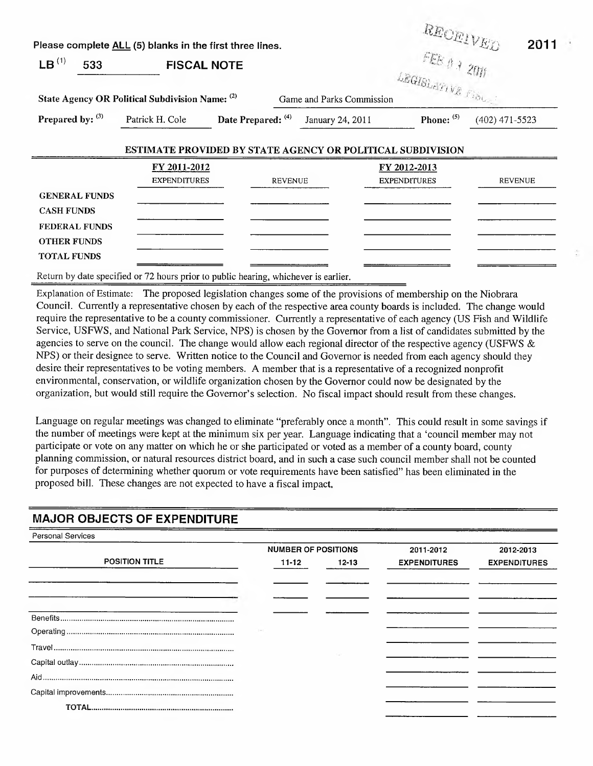Please complete ALL (5) blanks in the first three lines.

RECEIVED FEB 03 2011 LEGISLATIVE FISCAL

**2011**

**LB [1] 533 FISCAL NOTE**

**State Agency OR Political Subdivision Name:** [2] Game and Parks Commission

**Prepared by:** [3] Patrick H. Cole **Date Prepared:** [4] January 24, 2011 **Phone:** [5] (402) 471-5523

## ESTIMATE PROVIDED BY STATE AGENCY OR POLITICAL SUBDIVISION

| | FY 2011-2012 | | FY 2012-2013 | |
|---|---|---|---|---|
| | EXPENDITURES | REVENUE | EXPENDITURES | REVENUE |
| GENERAL FUNDS | | | | |
| CASH FUNDS | | | | |
| FEDERAL FUNDS | | | | |
| OTHER FUNDS | | | | |
| TOTAL FUNDS | | | | |

Return by date specified or 72 hours prior to public hearing, whichever is earlier.

Explanation of Estimate: The proposed legislation changes some of the provisions of membership on the Niobrara Council. Currently a representative chosen by each of the respective area county boards is included. The change would require the representative to be a county commissioner. Currently a representative of each agency (US Fish and Wildlife Service, USFWS, and National Park Service, NPS) is chosen by the Governor from a list of candidates submitted by the agencies to serve on the council. The change would allow each regional director of the respective agency (USFWS & NPS) or their designee to serve. Written notice to the Council and Governor is needed from each agency should they desire their representatives to be voting members. A member that is a representative of a recognized nonprofit environmental, conservation, or wildlife organization chosen by the Governor could now be designated by the organization, but would still require the Governor's selection. No fiscal impact should result from these changes.

Language on regular meetings was changed to eliminate "preferably once a month". This could result in some savings if the number of meetings were kept at the minimum six per year. Language indicating that a 'council member may not participate or vote on any matter on which he or she participated or voted as a member of a county board, county planning commission, or natural resources district board, and in such a case such council member shall not be counted for purposes of determining whether quorum or vote requirements have been satisfied" has been eliminated in the proposed bill. These changes are not expected to have a fiscal impact.

## MAJOR OBJECTS OF EXPENDITURE

Personal Services

| POSITION TITLE | NUMBER OF POSITIONS 11-12 | NUMBER OF POSITIONS 12-13 | 2011-2012 EXPENDITURES | 2012-2013 EXPENDITURES |
|---|---|---|---|---|
| | | | | |
| | | | | |
| | | | | |
| Benefits | | | | |
| Operating | | | | |
| Travel | | | | |
| Capital outlay | | | | |
| Aid | | | | |
| Capital improvements | | | | |
| **TOTAL** | | | | |